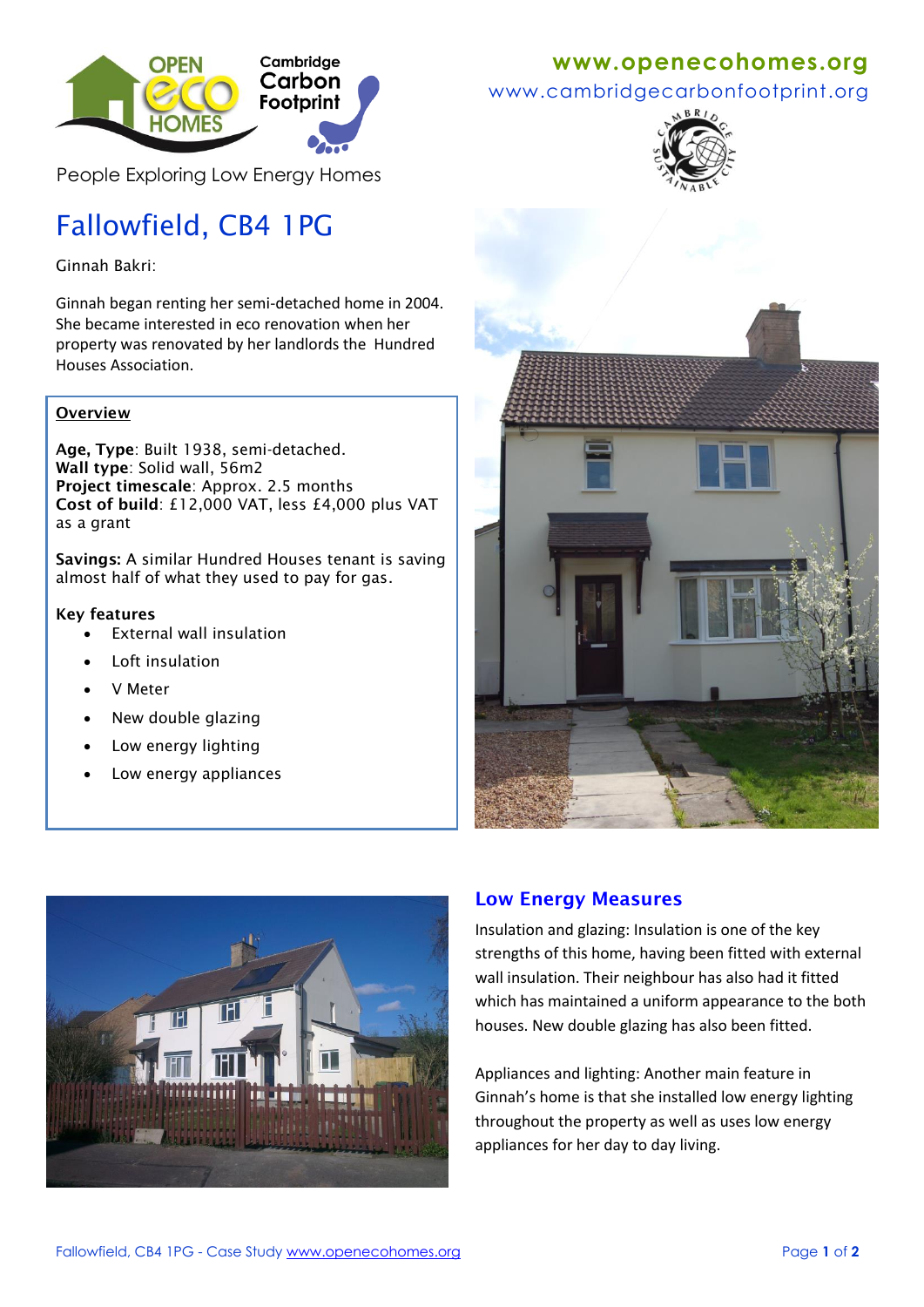OPEN eco HOMES

Cambridge Carbon Footprint

People Exploring Low Energy Homes

**www.openecohomes.org**
www.cambridgecarbonfootprint.org

# Fallowfield, CB4 1PG

Ginnah Bakri:

Ginnah began renting her semi-detached home in 2004. She became interested in eco renovation when her property was renovated by her landlords the Hundred Houses Association.

**Overview**

**Age, Type**: Built 1938, semi-detached.
**Wall type**: Solid wall, 56m2
**Project timescale**: Approx. 2.5 months
**Cost of build**: £12,000 VAT, less £4,000 plus VAT as a grant

**Savings:** A similar Hundred Houses tenant is saving almost half of what they used to pay for gas.

**Key features**

- External wall insulation
- Loft insulation
- V Meter
- New double glazing
- Low energy lighting
- Low energy appliances

## Low Energy Measures

Insulation and glazing: Insulation is one of the key strengths of this home, having been fitted with external wall insulation. Their neighbour has also had it fitted which has maintained a uniform appearance to the both houses. New double glazing has also been fitted.

Appliances and lighting: Another main feature in Ginnah's home is that she installed low energy lighting throughout the property as well as uses low energy appliances for her day to day living.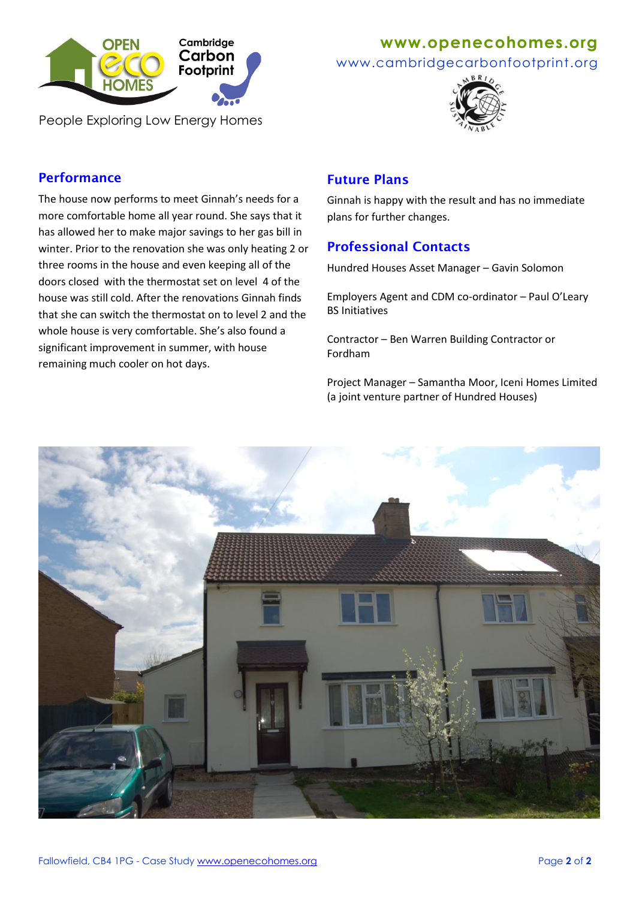## Performance

The house now performs to meet Ginnah's needs for a more comfortable home all year round. She says that it has allowed her to make major savings to her gas bill in winter. Prior to the renovation she was only heating 2 or three rooms in the house and even keeping all of the doors closed with the thermostat set on level 4 of the house was still cold. After the renovations Ginnah finds that she can switch the thermostat on to level 2 and the whole house is very comfortable. She's also found a significant improvement in summer, with house remaining much cooler on hot days.

## Future Plans

Ginnah is happy with the result and has no immediate plans for further changes.

## Professional Contacts

Hundred Houses Asset Manager – Gavin Solomon

Employers Agent and CDM co-ordinator – Paul O'Leary BS Initiatives

Contractor – Ben Warren Building Contractor or Fordham

Project Manager – Samantha Moor, Iceni Homes Limited (a joint venture partner of Hundred Houses)